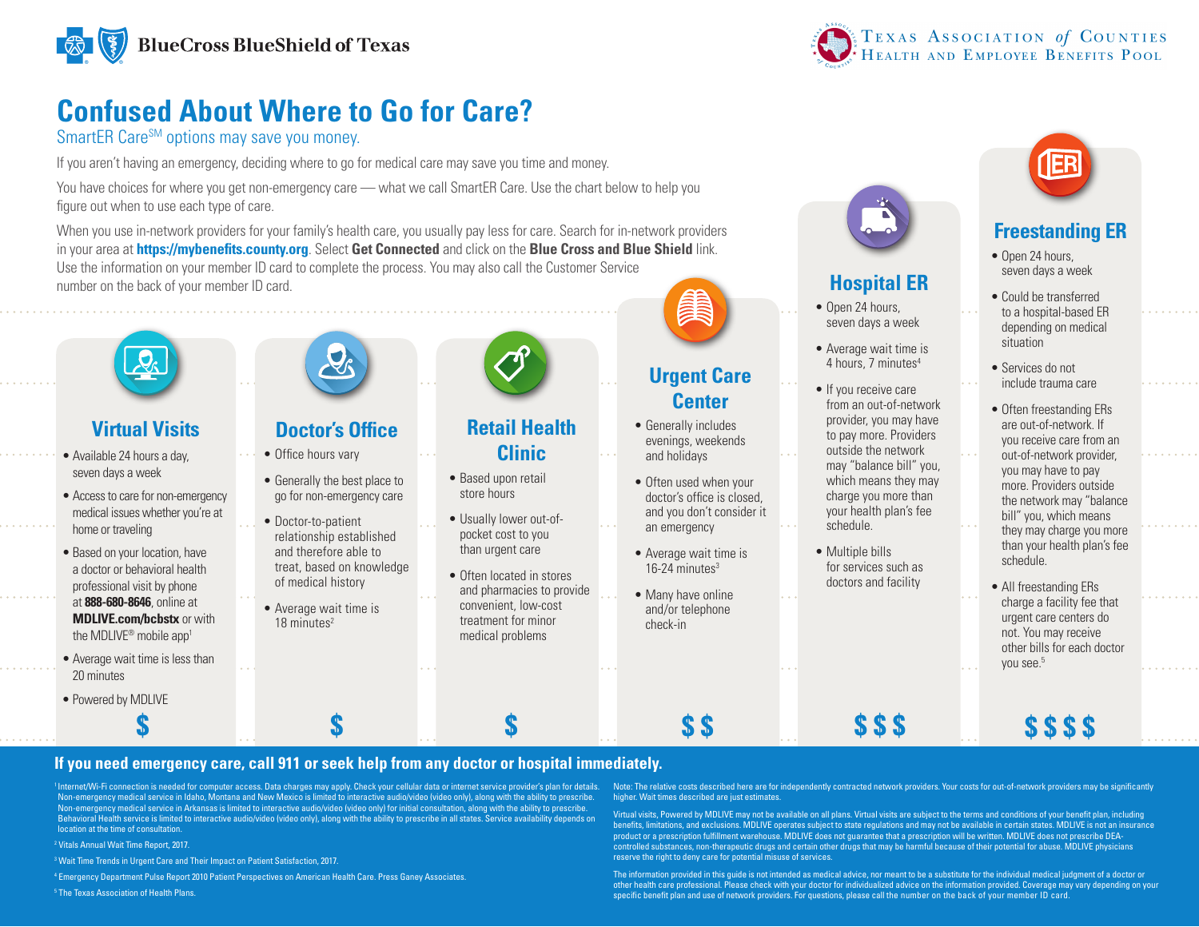BlueCross BlueShield of Texas

Texas Association of Counties Health and Employee Benefits Pool

# Confused About Where to Go for Care?

SmartER Care[SM] options may save you money.

If you aren't having an emergency, deciding where to go for medical care may save you time and money.

You have choices for where you get non-emergency care — what we call SmartER Care. Use the chart below to help you figure out when to use each type of care.

When you use in-network providers for your family's health care, you usually pay less for care. Search for in-network providers in your area at **https://mybenefits.county.org**. Select **Get Connected** and click on the **Blue Cross and Blue Shield** link. Use the information on your member ID card to complete the process. You may also call the Customer Service number on the back of your member ID card.

## Virtual Visits

- Available 24 hours a day, seven days a week
- Access to care for non-emergency medical issues whether you're at home or traveling
- Based on your location, have a doctor or behavioral health professional visit by phone at **888-680-8646**, online at **MDLIVE.com/bcbstx** or with the MDLIVE® mobile app[1]
- Average wait time is less than 20 minutes
- Powered by MDLIVE

$

## Doctor's Office

- Office hours vary
- Generally the best place to go for non-emergency care
- Doctor-to-patient relationship established and therefore able to treat, based on knowledge of medical history
- Average wait time is 18 minutes[2]

$

## Retail Health Clinic

- Based upon retail store hours
- Usually lower out-of-pocket cost to you than urgent care
- Often located in stores and pharmacies to provide convenient, low-cost treatment for minor medical problems

$

## Urgent Care Center

- Generally includes evenings, weekends and holidays
- Often used when your doctor's office is closed, and you don't consider it an emergency
- Average wait time is 16-24 minutes[3]
- Many have online and/or telephone check-in

$ $

## Hospital ER

- Open 24 hours, seven days a week
- Average wait time is 4 hours, 7 minutes[4]
- If you receive care from an out-of-network provider, you may have to pay more. Providers outside the network may "balance bill" you, which means they may charge you more than your health plan's fee schedule.
- Multiple bills for services such as doctors and facility

$ $ $

## Freestanding ER

- Open 24 hours, seven days a week
- Could be transferred to a hospital-based ER depending on medical situation
- Services do not include trauma care
- Often freestanding ERs are out-of-network. If you receive care from an out-of-network provider, you may have to pay more. Providers outside the network may "balance bill" you, which means they may charge you more than your health plan's fee schedule.
- All freestanding ERs charge a facility fee that urgent care centers do not. You may receive other bills for each doctor you see.[5]

$ $ $ $

**If you need emergency care, call 911 or seek help from any doctor or hospital immediately.**

[1] Internet/Wi-Fi connection is needed for computer access. Data charges may apply. Check your cellular data or internet service provider's plan for details. Non-emergency medical service in Idaho, Montana and New Mexico is limited to interactive audio/video (video only), along with the ability to prescribe. Non-emergency medical service in Arkansas is limited to interactive audio/video (video only) for initial consultation, along with the ability to prescribe. Behavioral Health service is limited to interactive audio/video (video only), along with the ability to prescribe in all states. Service availability depends on location at the time of consultation.

[2] Vitals Annual Wait Time Report, 2017.

[3] Wait Time Trends in Urgent Care and Their Impact on Patient Satisfaction, 2017.

[4] Emergency Department Pulse Report 2010 Patient Perspectives on American Health Care. Press Ganey Associates.

[5] The Texas Association of Health Plans.

Note: The relative costs described here are for independently contracted network providers. Your costs for out-of-network providers may be significantly higher. Wait times described are just estimates.

Virtual visits, Powered by MDLIVE may not be available on all plans. Virtual visits are subject to the terms and conditions of your benefit plan, including benefits, limitations, and exclusions. MDLIVE operates subject to state regulations and may not be available in certain states. MDLIVE is not an insurance product or a prescription fulfillment warehouse. MDLIVE does not guarantee that a prescription will be written. MDLIVE does not prescribe DEA-controlled substances, non-therapeutic drugs and certain other drugs that may be harmful because of their potential for abuse. MDLIVE physicians reserve the right to deny care for potential misuse of services.

The information provided in this guide is not intended as medical advice, nor meant to be a substitute for the individual medical judgment of a doctor or other health care professional. Please check with your doctor for individualized advice on the information provided. Coverage may vary depending on your specific benefit plan and use of network providers. For questions, please call the number on the back of your member ID card.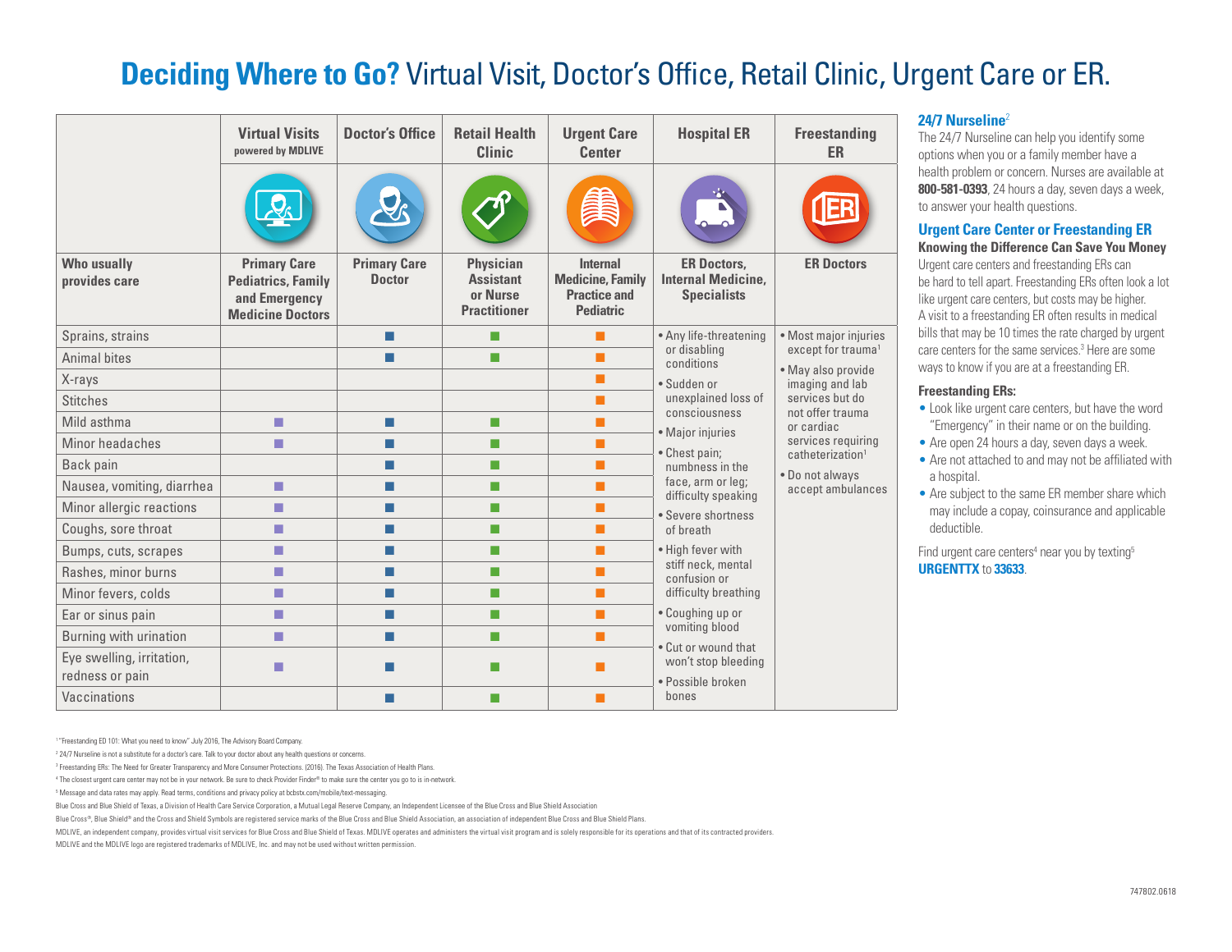# Deciding Where to Go? Virtual Visit, Doctor's Office, Retail Clinic, Urgent Care or ER.

| | Virtual Visits powered by MDLIVE | Doctor's Office | Retail Health Clinic | Urgent Care Center | Hospital ER | Freestanding ER |
|---|---|---|---|---|---|---|
| **Who usually provides care** | **Primary Care Pediatrics, Family and Emergency Medicine Doctors** | **Primary Care Doctor** | **Physician Assistant or Nurse Practitioner** | **Internal Medicine, Family Practice and Pediatric** | **ER Doctors, Internal Medicine, Specialists** | **ER Doctors** |
| Sprains, strains | | ■ | ■ | ■ | • Any life-threatening or disabling conditions<br>• Sudden or unexplained loss of consciousness<br>• Major injuries<br>• Chest pain; numbness in the face, arm or leg; difficulty speaking<br>• Severe shortness of breath<br>• High fever with stiff neck, mental confusion or difficulty breathing<br>• Coughing up or vomiting blood<br>• Cut or wound that won't stop bleeding<br>• Possible broken bones | • Most major injuries except for trauma[1]<br>• May also provide imaging and lab services but do not offer trauma or cardiac services requiring catheterization[1]<br>• Do not always accept ambulances |
| Animal bites | | ■ | ■ | ■ | | |
| X-rays | | | | ■ | | |
| Stitches | | | | ■ | | |
| Mild asthma | ■ | ■ | ■ | ■ | | |
| Minor headaches | ■ | ■ | ■ | ■ | | |
| Back pain | | ■ | ■ | ■ | | |
| Nausea, vomiting, diarrhea | ■ | ■ | ■ | ■ | | |
| Minor allergic reactions | ■ | ■ | ■ | ■ | | |
| Coughs, sore throat | ■ | ■ | ■ | ■ | | |
| Bumps, cuts, scrapes | ■ | ■ | ■ | ■ | | |
| Rashes, minor burns | ■ | ■ | ■ | ■ | | |
| Minor fevers, colds | ■ | ■ | ■ | ■ | | |
| Ear or sinus pain | ■ | ■ | ■ | ■ | | |
| Burning with urination | ■ | ■ | ■ | ■ | | |
| Eye swelling, irritation, redness or pain | ■ | ■ | ■ | ■ | | |
| Vaccinations | | ■ | ■ | ■ | | |

## 24/7 Nurseline[2]

The 24/7 Nurseline can help you identify some options when you or a family member have a health problem or concern. Nurses are available at **800-581-0393**, 24 hours a day, seven days a week, to answer your health questions.

## Urgent Care Center or Freestanding ER

**Knowing the Difference Can Save You Money**

Urgent care centers and freestanding ERs can be hard to tell apart. Freestanding ERs often look a lot like urgent care centers, but costs may be higher. A visit to a freestanding ER often results in medical bills that may be 10 times the rate charged by urgent care centers for the same services.[3] Here are some ways to know if you are at a freestanding ER.

**Freestanding ERs:**

- Look like urgent care centers, but have the word "Emergency" in their name or on the building.
- Are open 24 hours a day, seven days a week.
- Are not attached to and may not be affiliated with a hospital.
- Are subject to the same ER member share which may include a copay, coinsurance and applicable deductible.

Find urgent care centers[4] near you by texting[5] **URGENTTX** to **33633**.

[1] "Freestanding ED 101: What you need to know" July 2016, The Advisory Board Company.

[2] 24/7 Nurseline is not a substitute for a doctor's care. Talk to your doctor about any health questions or concerns.

[3] Freestanding ERs: The Need for Greater Transparency and More Consumer Protections. (2016). The Texas Association of Health Plans.

[4] The closest urgent care center may not be in your network. Be sure to check Provider Finder® to make sure the center you go to is in-network.

[5] Message and data rates may apply. Read terms, conditions and privacy policy at bcbstx.com/mobile/text-messaging.

Blue Cross and Blue Shield of Texas, a Division of Health Care Service Corporation, a Mutual Legal Reserve Company, an Independent Licensee of the Blue Cross and Blue Shield Association

Blue Cross®, Blue Shield® and the Cross and Shield Symbols are registered service marks of the Blue Cross and Blue Shield Association, an association of independent Blue Cross and Blue Shield Plans.

MDLIVE, an independent company, provides virtual visit services for Blue Cross and Blue Shield of Texas. MDLIVE operates and administers the virtual visit program and is solely responsible for its operations and that of its contracted providers.

MDLIVE and the MDLIVE logo are registered trademarks of MDLIVE, Inc. and may not be used without written permission.

747802.0618